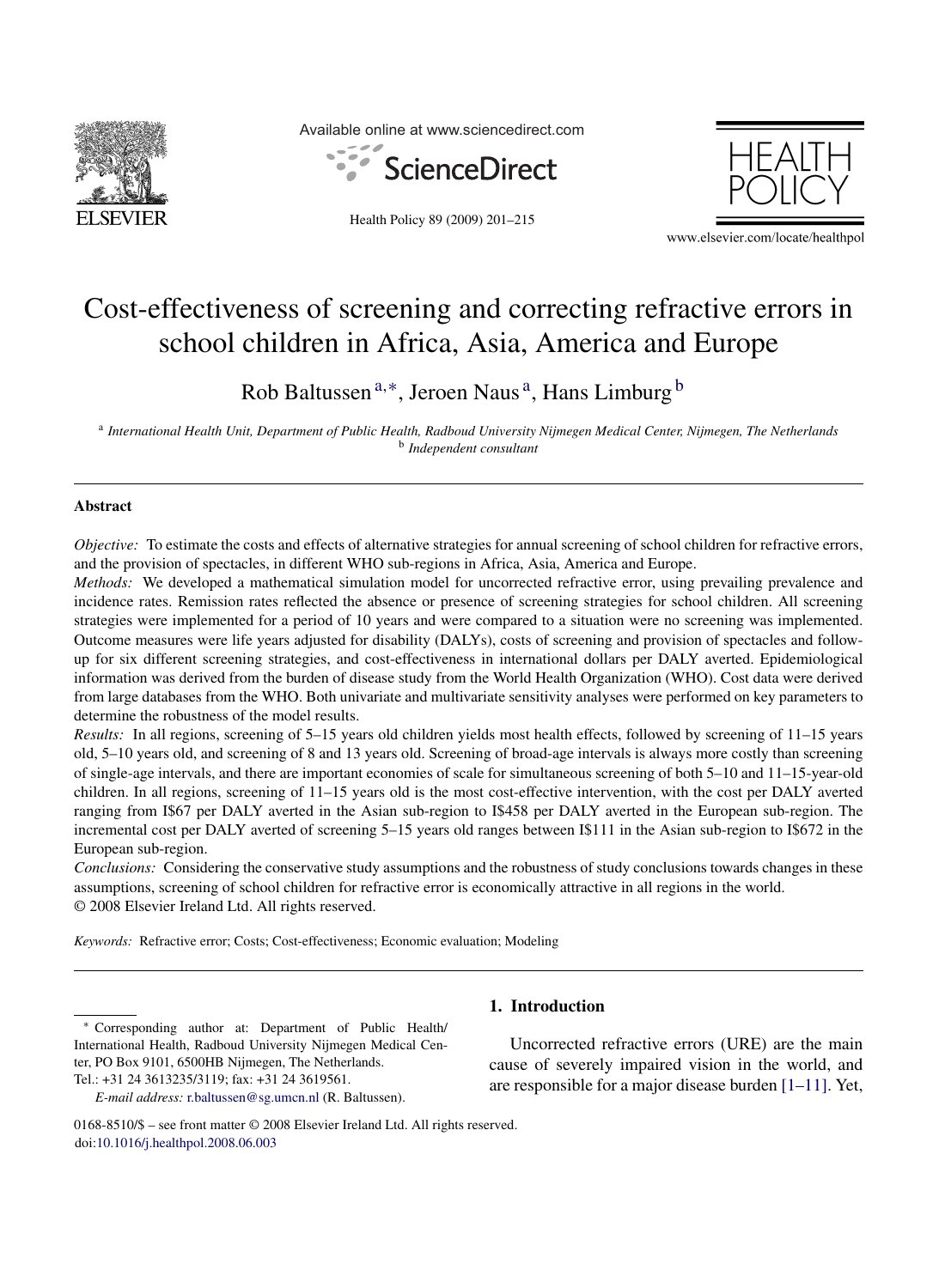# Cost-effectiveness of screening and correcting refractive errors in school children in Africa, Asia, America and Europe

Rob Baltussen[a,*], Jeroen Naus[a], Hans Limburg[b]

[a] *International Health Unit, Department of Public Health, Radboud University Nijmegen Medical Center, Nijmegen, The Netherlands*
[b] *Independent consultant*

## Abstract

*Objective:* To estimate the costs and effects of alternative strategies for annual screening of school children for refractive errors, and the provision of spectacles, in different WHO sub-regions in Africa, Asia, America and Europe.

*Methods:* We developed a mathematical simulation model for uncorrected refractive error, using prevailing prevalence and incidence rates. Remission rates reflected the absence or presence of screening strategies for school children. All screening strategies were implemented for a period of 10 years and were compared to a situation were no screening was implemented. Outcome measures were life years adjusted for disability (DALYs), costs of screening and provision of spectacles and follow-up for six different screening strategies, and cost-effectiveness in international dollars per DALY averted. Epidemiological information was derived from the burden of disease study from the World Health Organization (WHO). Cost data were derived from large databases from the WHO. Both univariate and multivariate sensitivity analyses were performed on key parameters to determine the robustness of the model results.

*Results:* In all regions, screening of 5–15 years old children yields most health effects, followed by screening of 11–15 years old, 5–10 years old, and screening of 8 and 13 years old. Screening of broad-age intervals is always more costly than screening of single-age intervals, and there are important economies of scale for simultaneous screening of both 5–10 and 11–15-year-old children. In all regions, screening of 11–15 years old is the most cost-effective intervention, with the cost per DALY averted ranging from I$67 per DALY averted in the Asian sub-region to I$458 per DALY averted in the European sub-region. The incremental cost per DALY averted of screening 5–15 years old ranges between I$111 in the Asian sub-region to I$672 in the European sub-region.

*Conclusions:* Considering the conservative study assumptions and the robustness of study conclusions towards changes in these assumptions, screening of school children for refractive error is economically attractive in all regions in the world.

© 2008 Elsevier Ireland Ltd. All rights reserved.

*Keywords:* Refractive error; Costs; Cost-effectiveness; Economic evaluation; Modeling

## 1. Introduction

Uncorrected refractive errors (URE) are the main cause of severely impaired vision in the world, and are responsible for a major disease burden [1–11]. Yet,

---

* Corresponding author at: Department of Public Health/ International Health, Radboud University Nijmegen Medical Center, PO Box 9101, 6500HB Nijmegen, The Netherlands. Tel.: +31 24 3613235/3119; fax: +31 24 3619561.
*E-mail address:* r.baltussen@sg.umcn.nl (R. Baltussen).

0168-8510/$ – see front matter © 2008 Elsevier Ireland Ltd. All rights reserved.
doi:10.1016/j.healthpol.2008.06.003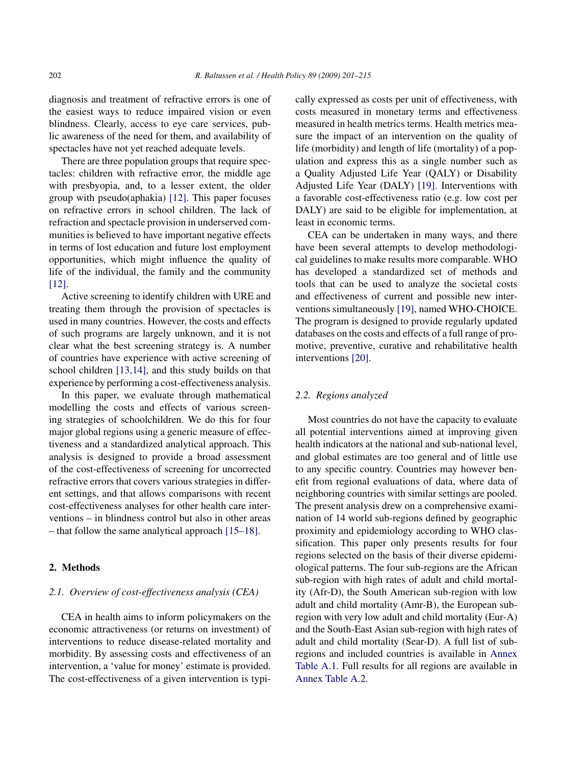diagnosis and treatment of refractive errors is one of the easiest ways to reduce impaired vision or even blindness. Clearly, access to eye care services, public awareness of the need for them, and availability of spectacles have not yet reached adequate levels.

There are three population groups that require spectacles: children with refractive error, the middle age with presbyopia, and, to a lesser extent, the older group with pseudo(aphakia) [12]. This paper focuses on refractive errors in school children. The lack of refraction and spectacle provision in underserved communities is believed to have important negative effects in terms of lost education and future lost employment opportunities, which might influence the quality of life of the individual, the family and the community [12].

Active screening to identify children with URE and treating them through the provision of spectacles is used in many countries. However, the costs and effects of such programs are largely unknown, and it is not clear what the best screening strategy is. A number of countries have experience with active screening of school children [13,14], and this study builds on that experience by performing a cost-effectiveness analysis.

In this paper, we evaluate through mathematical modelling the costs and effects of various screening strategies of schoolchildren. We do this for four major global regions using a generic measure of effectiveness and a standardized analytical approach. This analysis is designed to provide a broad assessment of the cost-effectiveness of screening for uncorrected refractive errors that covers various strategies in different settings, and that allows comparisons with recent cost-effectiveness analyses for other health care interventions – in blindness control but also in other areas – that follow the same analytical approach [15–18].

## 2. Methods

### 2.1. *Overview of cost-effectiveness analysis (CEA)*

CEA in health aims to inform policymakers on the economic attractiveness (or returns on investment) of interventions to reduce disease-related mortality and morbidity. By assessing costs and effectiveness of an intervention, a 'value for money' estimate is provided. The cost-effectiveness of a given intervention is typically expressed as costs per unit of effectiveness, with costs measured in monetary terms and effectiveness measured in health metrics terms. Health metrics measure the impact of an intervention on the quality of life (morbidity) and length of life (mortality) of a population and express this as a single number such as a Quality Adjusted Life Year (QALY) or Disability Adjusted Life Year (DALY) [19]. Interventions with a favorable cost-effectiveness ratio (e.g. low cost per DALY) are said to be eligible for implementation, at least in economic terms.

CEA can be undertaken in many ways, and there have been several attempts to develop methodological guidelines to make results more comparable. WHO has developed a standardized set of methods and tools that can be used to analyze the societal costs and effectiveness of current and possible new interventions simultaneously [19], named WHO-CHOICE. The program is designed to provide regularly updated databases on the costs and effects of a full range of promotive, preventive, curative and rehabilitative health interventions [20].

### 2.2. *Regions analyzed*

Most countries do not have the capacity to evaluate all potential interventions aimed at improving given health indicators at the national and sub-national level, and global estimates are too general and of little use to any specific country. Countries may however benefit from regional evaluations of data, where data of neighboring countries with similar settings are pooled. The present analysis drew on a comprehensive examination of 14 world sub-regions defined by geographic proximity and epidemiology according to WHO classification. This paper only presents results for four regions selected on the basis of their diverse epidemiological patterns. The four sub-regions are the African sub-region with high rates of adult and child mortality (Afr-D), the South American sub-region with low adult and child mortality (Amr-B), the European sub-region with very low adult and child mortality (Eur-A) and the South-East Asian sub-region with high rates of adult and child mortality (Sear-D). A full list of sub-regions and included countries is available in Annex Table A.1. Full results for all regions are available in Annex Table A.2.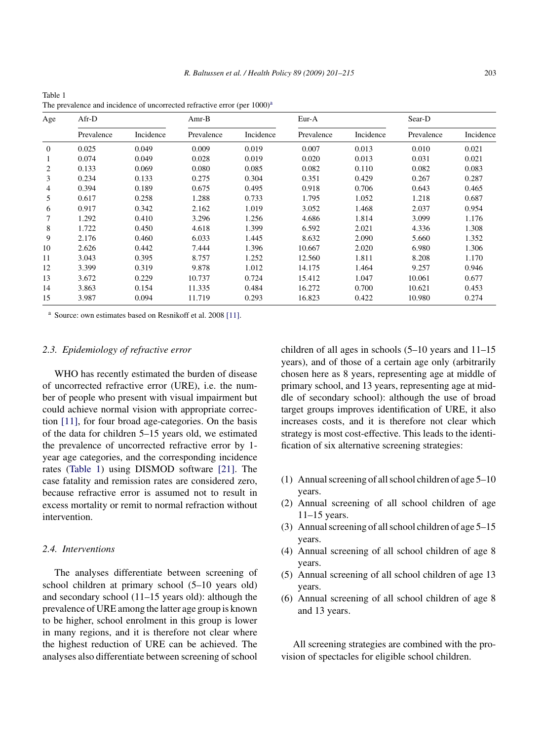Table 1
The prevalence and incidence of uncorrected refractive error (per 1000)[a]

| Age | Afr-D | | Amr-B | | Eur-A | | Sear-D | |
|---|---|---|---|---|---|---|---|---|
| | Prevalence | Incidence | Prevalence | Incidence | Prevalence | Incidence | Prevalence | Incidence |
| 0 | 0.025 | 0.049 | 0.009 | 0.019 | 0.007 | 0.013 | 0.010 | 0.021 |
| 1 | 0.074 | 0.049 | 0.028 | 0.019 | 0.020 | 0.013 | 0.031 | 0.021 |
| 2 | 0.133 | 0.069 | 0.080 | 0.085 | 0.082 | 0.110 | 0.082 | 0.083 |
| 3 | 0.234 | 0.133 | 0.275 | 0.304 | 0.351 | 0.429 | 0.267 | 0.287 |
| 4 | 0.394 | 0.189 | 0.675 | 0.495 | 0.918 | 0.706 | 0.643 | 0.465 |
| 5 | 0.617 | 0.258 | 1.288 | 0.733 | 1.795 | 1.052 | 1.218 | 0.687 |
| 6 | 0.917 | 0.342 | 2.162 | 1.019 | 3.052 | 1.468 | 2.037 | 0.954 |
| 7 | 1.292 | 0.410 | 3.296 | 1.256 | 4.686 | 1.814 | 3.099 | 1.176 |
| 8 | 1.722 | 0.450 | 4.618 | 1.399 | 6.592 | 2.021 | 4.336 | 1.308 |
| 9 | 2.176 | 0.460 | 6.033 | 1.445 | 8.632 | 2.090 | 5.660 | 1.352 |
| 10 | 2.626 | 0.442 | 7.444 | 1.396 | 10.667 | 2.020 | 6.980 | 1.306 |
| 11 | 3.043 | 0.395 | 8.757 | 1.252 | 12.560 | 1.811 | 8.208 | 1.170 |
| 12 | 3.399 | 0.319 | 9.878 | 1.012 | 14.175 | 1.464 | 9.257 | 0.946 |
| 13 | 3.672 | 0.229 | 10.737 | 0.724 | 15.412 | 1.047 | 10.061 | 0.677 |
| 14 | 3.863 | 0.154 | 11.335 | 0.484 | 16.272 | 0.700 | 10.621 | 0.453 |
| 15 | 3.987 | 0.094 | 11.719 | 0.293 | 16.823 | 0.422 | 10.980 | 0.274 |

[a] Source: own estimates based on Resnikoff et al. 2008 [11].

### 2.3. Epidemiology of refractive error

WHO has recently estimated the burden of disease of uncorrected refractive error (URE), i.e. the number of people who present with visual impairment but could achieve normal vision with appropriate correction [11], for four broad age-categories. On the basis of the data for children 5–15 years old, we estimated the prevalence of uncorrected refractive error by 1-year age categories, and the corresponding incidence rates (Table 1) using DISMOD software [21]. The case fatality and remission rates are considered zero, because refractive error is assumed not to result in excess mortality or remit to normal refraction without intervention.

### 2.4. Interventions

The analyses differentiate between screening of school children at primary school (5–10 years old) and secondary school (11–15 years old): although the prevalence of URE among the latter age group is known to be higher, school enrolment in this group is lower in many regions, and it is therefore not clear where the highest reduction of URE can be achieved. The analyses also differentiate between screening of school children of all ages in schools (5–10 years and 11–15 years), and of those of a certain age only (arbitrarily chosen here as 8 years, representing age at middle of primary school, and 13 years, representing age at middle of secondary school): although the use of broad target groups improves identification of URE, it also increases costs, and it is therefore not clear which strategy is most cost-effective. This leads to the identification of six alternative screening strategies:

1. Annual screening of all school children of age 5–10 years.
2. Annual screening of all school children of age 11–15 years.
3. Annual screening of all school children of age 5–15 years.
4. Annual screening of all school children of age 8 years.
5. Annual screening of all school children of age 13 years.
6. Annual screening of all school children of age 8 and 13 years.

All screening strategies are combined with the provision of spectacles for eligible school children.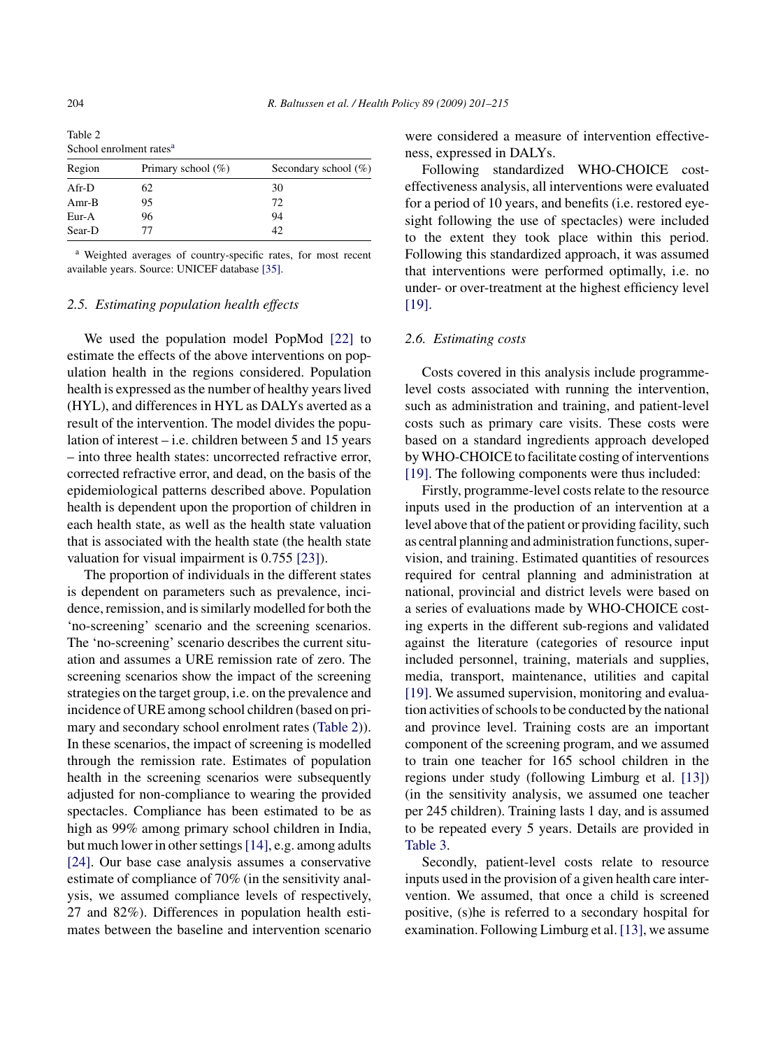Table 2
School enrolment rates[a]

| Region | Primary school (%) | Secondary school (%) |
|---|---|---|
| Afr-D | 62 | 30 |
| Amr-B | 95 | 72 |
| Eur-A | 96 | 94 |
| Sear-D | 77 | 42 |

[a] Weighted averages of country-specific rates, for most recent available years. Source: UNICEF database [35].

### 2.5. Estimating population health effects

We used the population model PopMod [22] to estimate the effects of the above interventions on population health in the regions considered. Population health is expressed as the number of healthy years lived (HYL), and differences in HYL as DALYs averted as a result of the intervention. The model divides the population of interest – i.e. children between 5 and 15 years – into three health states: uncorrected refractive error, corrected refractive error, and dead, on the basis of the epidemiological patterns described above. Population health is dependent upon the proportion of children in each health state, as well as the health state valuation that is associated with the health state (the health state valuation for visual impairment is 0.755 [23]).

The proportion of individuals in the different states is dependent on parameters such as prevalence, incidence, remission, and is similarly modelled for both the 'no-screening' scenario and the screening scenarios. The 'no-screening' scenario describes the current situation and assumes a URE remission rate of zero. The screening scenarios show the impact of the screening strategies on the target group, i.e. on the prevalence and incidence of URE among school children (based on primary and secondary school enrolment rates (Table 2)). In these scenarios, the impact of screening is modelled through the remission rate. Estimates of population health in the screening scenarios were subsequently adjusted for non-compliance to wearing the provided spectacles. Compliance has been estimated to be as high as 99% among primary school children in India, but much lower in other settings [14], e.g. among adults [24]. Our base case analysis assumes a conservative estimate of compliance of 70% (in the sensitivity analysis, we assumed compliance levels of respectively, 27 and 82%). Differences in population health estimates between the baseline and intervention scenario were considered a measure of intervention effectiveness, expressed in DALYs.

Following standardized WHO-CHOICE cost-effectiveness analysis, all interventions were evaluated for a period of 10 years, and benefits (i.e. restored eyesight following the use of spectacles) were included to the extent they took place within this period. Following this standardized approach, it was assumed that interventions were performed optimally, i.e. no under- or over-treatment at the highest efficiency level [19].

### 2.6. Estimating costs

Costs covered in this analysis include programme-level costs associated with running the intervention, such as administration and training, and patient-level costs such as primary care visits. These costs were based on a standard ingredients approach developed by WHO-CHOICE to facilitate costing of interventions [19]. The following components were thus included:

Firstly, programme-level costs relate to the resource inputs used in the production of an intervention at a level above that of the patient or providing facility, such as central planning and administration functions, supervision, and training. Estimated quantities of resources required for central planning and administration at national, provincial and district levels were based on a series of evaluations made by WHO-CHOICE costing experts in the different sub-regions and validated against the literature (categories of resource input included personnel, training, materials and supplies, media, transport, maintenance, utilities and capital [19]. We assumed supervision, monitoring and evaluation activities of schools to be conducted by the national and province level. Training costs are an important component of the screening program, and we assumed to train one teacher for 165 school children in the regions under study (following Limburg et al. [13]) (in the sensitivity analysis, we assumed one teacher per 245 children). Training lasts 1 day, and is assumed to be repeated every 5 years. Details are provided in Table 3.

Secondly, patient-level costs relate to resource inputs used in the provision of a given health care intervention. We assumed, that once a child is screened positive, (s)he is referred to a secondary hospital for examination. Following Limburg et al. [13], we assume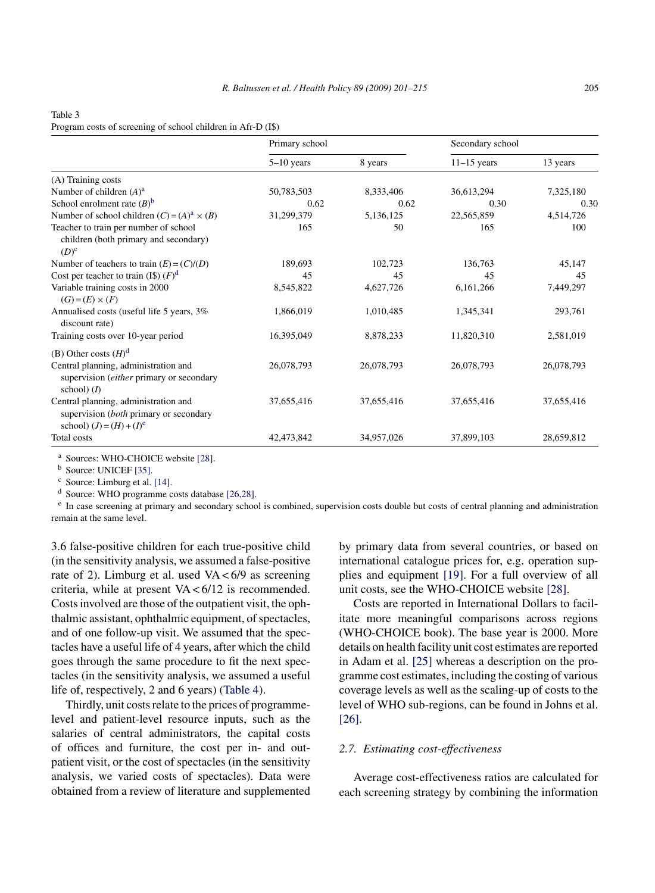Table 3
Program costs of screening of school children in Afr-D (I$)

| | Primary school | | Secondary school | |
|---|---|---|---|---|
| | 5–10 years | 8 years | 11–15 years | 13 years |
| (A) Training costs | | | | |
| Number of children $(A)$[a] | 50,783,503 | 8,333,406 | 36,613,294 | 7,325,180 |
| School enrolment rate $(B)$[b] | 0.62 | 0.62 | 0.30 | 0.30 |
| Number of school children $(C) = (A)$[a] $\times (B)$ | 31,299,379 | 5,136,125 | 22,565,859 | 4,514,726 |
| Teacher to train per number of school children (both primary and secondary) $(D)$[c] | 165 | 50 | 165 | 100 |
| Number of teachers to train $(E) = (C)/(D)$ | 189,693 | 102,723 | 136,763 | 45,147 |
| Cost per teacher to train (I$) $(F)$[d] | 45 | 45 | 45 | 45 |
| Variable training costs in 2000 $(G) = (E) \times (F)$ | 8,545,822 | 4,627,726 | 6,161,266 | 7,449,297 |
| Annualised costs (useful life 5 years, 3% discount rate) | 1,866,019 | 1,010,485 | 1,345,341 | 293,761 |
| Training costs over 10-year period | 16,395,049 | 8,878,233 | 11,820,310 | 2,581,019 |
| (B) Other costs $(H)$[d] | | | | |
| Central planning, administration and supervision (*either* primary or secondary school) $(I)$ | 26,078,793 | 26,078,793 | 26,078,793 | 26,078,793 |
| Central planning, administration and supervision (*both* primary or secondary school) $(J) = (H) + (I)$[e] | 37,655,416 | 37,655,416 | 37,655,416 | 37,655,416 |
| Total costs | 42,473,842 | 34,957,026 | 37,899,103 | 28,659,812 |

[a] Sources: WHO-CHOICE website [28].

[b] Source: UNICEF [35].

[c] Source: Limburg et al. [14].

[d] Source: WHO programme costs database [26,28].

[e] In case screening at primary and secondary school is combined, supervision costs double but costs of central planning and administration remain at the same level.

3.6 false-positive children for each true-positive child (in the sensitivity analysis, we assumed a false-positive rate of 2). Limburg et al. used VA < 6/9 as screening criteria, while at present VA < 6/12 is recommended. Costs involved are those of the outpatient visit, the ophthalmic assistant, ophthalmic equipment, of spectacles, and of one follow-up visit. We assumed that the spectacles have a useful life of 4 years, after which the child goes through the same procedure to fit the next spectacles (in the sensitivity analysis, we assumed a useful life of, respectively, 2 and 6 years) (Table 4).

Thirdly, unit costs relate to the prices of programme-level and patient-level resource inputs, such as the salaries of central administrators, the capital costs of offices and furniture, the cost per in- and outpatient visit, or the cost of spectacles (in the sensitivity analysis, we varied costs of spectacles). Data were obtained from a review of literature and supplemented by primary data from several countries, or based on international catalogue prices for, e.g. operation supplies and equipment [19]. For a full overview of all unit costs, see the WHO-CHOICE website [28].

Costs are reported in International Dollars to facilitate more meaningful comparisons across regions (WHO-CHOICE book). The base year is 2000. More details on health facility unit cost estimates are reported in Adam et al. [25] whereas a description on the programme cost estimates, including the costing of various coverage levels as well as the scaling-up of costs to the level of WHO sub-regions, can be found in Johns et al. [26].

### *2.7. Estimating cost-effectiveness*

Average cost-effectiveness ratios are calculated for each screening strategy by combining the information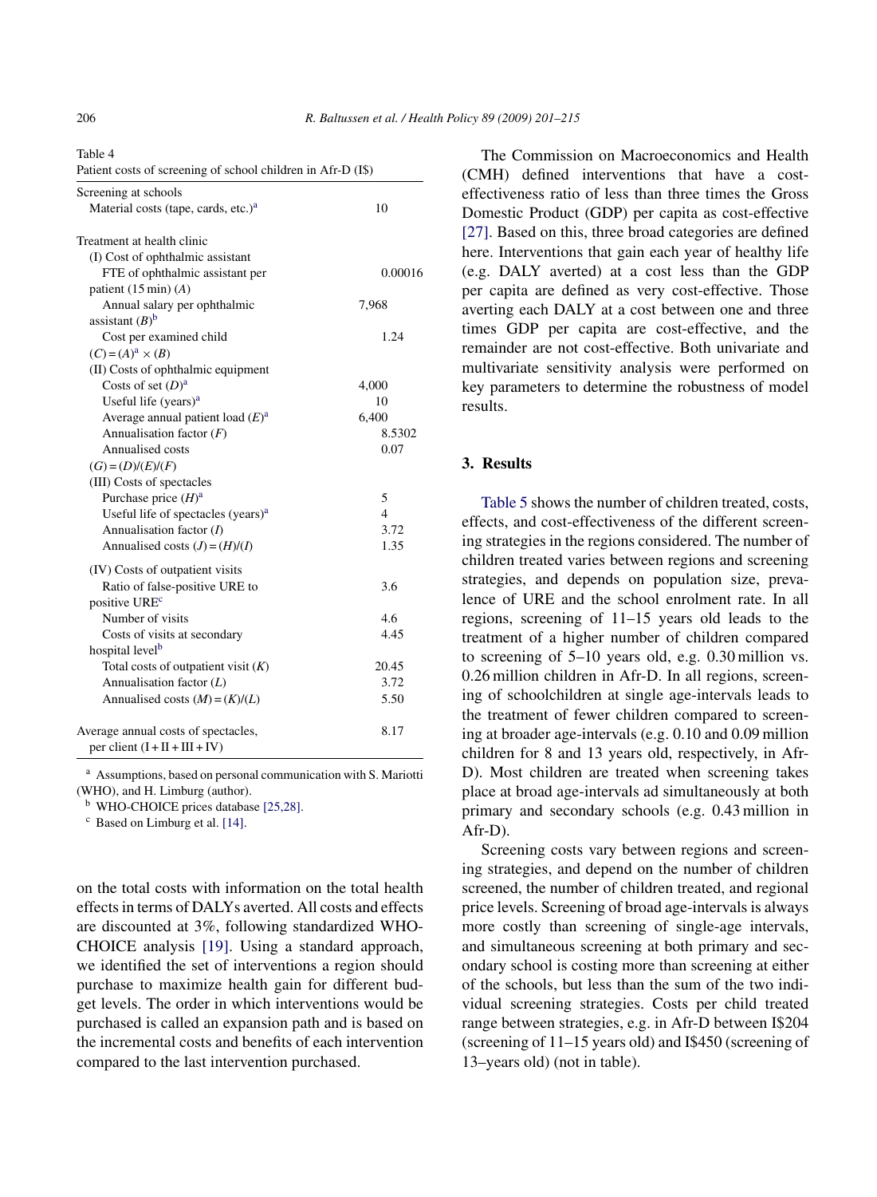Table 4
Patient costs of screening of school children in Afr-D (I$)

| | |
|---|---|
| Screening at schools | |
| Material costs (tape, cards, etc.)[a] | 10 |
| | |
| Treatment at health clinic | |
| (I) Cost of ophthalmic assistant | |
| FTE of ophthalmic assistant per patient (15 min) ($A$) | 0.00016 |
| Annual salary per ophthalmic assistant ($B$)[b] | 7,968 |
| Cost per examined child ($C$) = ($A$)[a] × ($B$) | 1.24 |
| (II) Costs of ophthalmic equipment | |
| Costs of set ($D$)[a] | 4,000 |
| Useful life (years)[a] | 10 |
| Average annual patient load ($E$)[a] | 6,400 |
| Annualisation factor ($F$) | 8.5302 |
| Annualised costs ($G$) = ($D$)/($E$)/($F$) | 0.07 |
| (III) Costs of spectacles | |
| Purchase price ($H$)[a] | 5 |
| Useful life of spectacles (years)[a] | 4 |
| Annualisation factor ($I$) | 3.72 |
| Annualised costs ($J$) = ($H$)/($I$) | 1.35 |
| (IV) Costs of outpatient visits | |
| Ratio of false-positive URE to positive URE[c] | 3.6 |
| Number of visits | 4.6 |
| Costs of visits at secondary hospital level[b] | 4.45 |
| Total costs of outpatient visit ($K$) | 20.45 |
| Annualisation factor ($L$) | 3.72 |
| Annualised costs ($M$) = ($K$)/($L$) | 5.50 |
| | |
| Average annual costs of spectacles, per client (I + II + III + IV) | 8.17 |

[a] Assumptions, based on personal communication with S. Mariotti (WHO), and H. Limburg (author).
[b] WHO-CHOICE prices database [25,28].
[c] Based on Limburg et al. [14].

on the total costs with information on the total health effects in terms of DALYs averted. All costs and effects are discounted at 3%, following standardized WHO-CHOICE analysis [19]. Using a standard approach, we identified the set of interventions a region should purchase to maximize health gain for different budget levels. The order in which interventions would be purchased is called an expansion path and is based on the incremental costs and benefits of each intervention compared to the last intervention purchased.

The Commission on Macroeconomics and Health (CMH) defined interventions that have a cost-effectiveness ratio of less than three times the Gross Domestic Product (GDP) per capita as cost-effective [27]. Based on this, three broad categories are defined here. Interventions that gain each year of healthy life (e.g. DALY averted) at a cost less than the GDP per capita are defined as very cost-effective. Those averting each DALY at a cost between one and three times GDP per capita are cost-effective, and the remainder are not cost-effective. Both univariate and multivariate sensitivity analysis were performed on key parameters to determine the robustness of model results.

## 3. Results

Table 5 shows the number of children treated, costs, effects, and cost-effectiveness of the different screening strategies in the regions considered. The number of children treated varies between regions and screening strategies, and depends on population size, prevalence of URE and the school enrolment rate. In all regions, screening of 11–15 years old leads to the treatment of a higher number of children compared to screening of 5–10 years old, e.g. 0.30 million vs. 0.26 million children in Afr-D. In all regions, screening of schoolchildren at single age-intervals leads to the treatment of fewer children compared to screening at broader age-intervals (e.g. 0.10 and 0.09 million children for 8 and 13 years old, respectively, in Afr-D). Most children are treated when screening takes place at broad age-intervals ad simultaneously at both primary and secondary schools (e.g. 0.43 million in Afr-D).

Screening costs vary between regions and screening strategies, and depend on the number of children screened, the number of children treated, and regional price levels. Screening of broad age-intervals is always more costly than screening of single-age intervals, and simultaneous screening at both primary and secondary school is costing more than screening at either of the schools, but less than the sum of the two individual screening strategies. Costs per child treated range between strategies, e.g. in Afr-D between I$204 (screening of 11–15 years old) and I$450 (screening of 13–years old) (not in table).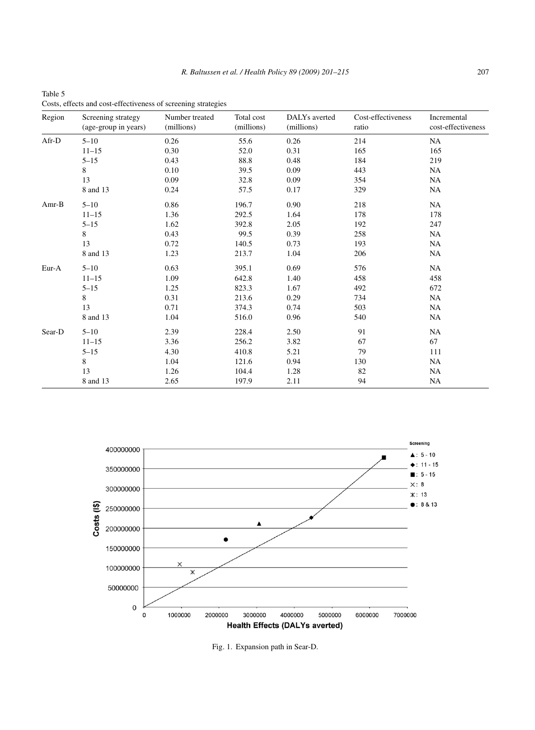Table 5
Costs, effects and cost-effectiveness of screening strategies

| Region | Screening strategy (age-group in years) | Number treated (millions) | Total cost (millions) | DALYs averted (millions) | Cost-effectiveness ratio | Incremental cost-effectiveness |
|---|---|---|---|---|---|---|
| Afr-D | 5–10 | 0.26 | 55.6 | 0.26 | 214 | NA |
| | 11–15 | 0.30 | 52.0 | 0.31 | 165 | 165 |
| | 5–15 | 0.43 | 88.8 | 0.48 | 184 | 219 |
| | 8 | 0.10 | 39.5 | 0.09 | 443 | NA |
| | 13 | 0.09 | 32.8 | 0.09 | 354 | NA |
| | 8 and 13 | 0.24 | 57.5 | 0.17 | 329 | NA |
| Amr-B | 5–10 | 0.86 | 196.7 | 0.90 | 218 | NA |
| | 11–15 | 1.36 | 292.5 | 1.64 | 178 | 178 |
| | 5–15 | 1.62 | 392.8 | 2.05 | 192 | 247 |
| | 8 | 0.43 | 99.5 | 0.39 | 258 | NA |
| | 13 | 0.72 | 140.5 | 0.73 | 193 | NA |
| | 8 and 13 | 1.23 | 213.7 | 1.04 | 206 | NA |
| Eur-A | 5–10 | 0.63 | 395.1 | 0.69 | 576 | NA |
| | 11–15 | 1.09 | 642.8 | 1.40 | 458 | 458 |
| | 5–15 | 1.25 | 823.3 | 1.67 | 492 | 672 |
| | 8 | 0.31 | 213.6 | 0.29 | 734 | NA |
| | 13 | 0.71 | 374.3 | 0.74 | 503 | NA |
| | 8 and 13 | 1.04 | 516.0 | 0.96 | 540 | NA |
| Sear-D | 5–10 | 2.39 | 228.4 | 2.50 | 91 | NA |
| | 11–15 | 3.36 | 256.2 | 3.82 | 67 | 67 |
| | 5–15 | 4.30 | 410.8 | 5.21 | 79 | 111 |
| | 8 | 1.04 | 121.6 | 0.94 | 130 | NA |
| | 13 | 1.26 | 104.4 | 1.28 | 82 | NA |
| | 8 and 13 | 2.65 | 197.9 | 2.11 | 94 | NA |

Fig. 1. Expansion path in Sear-D.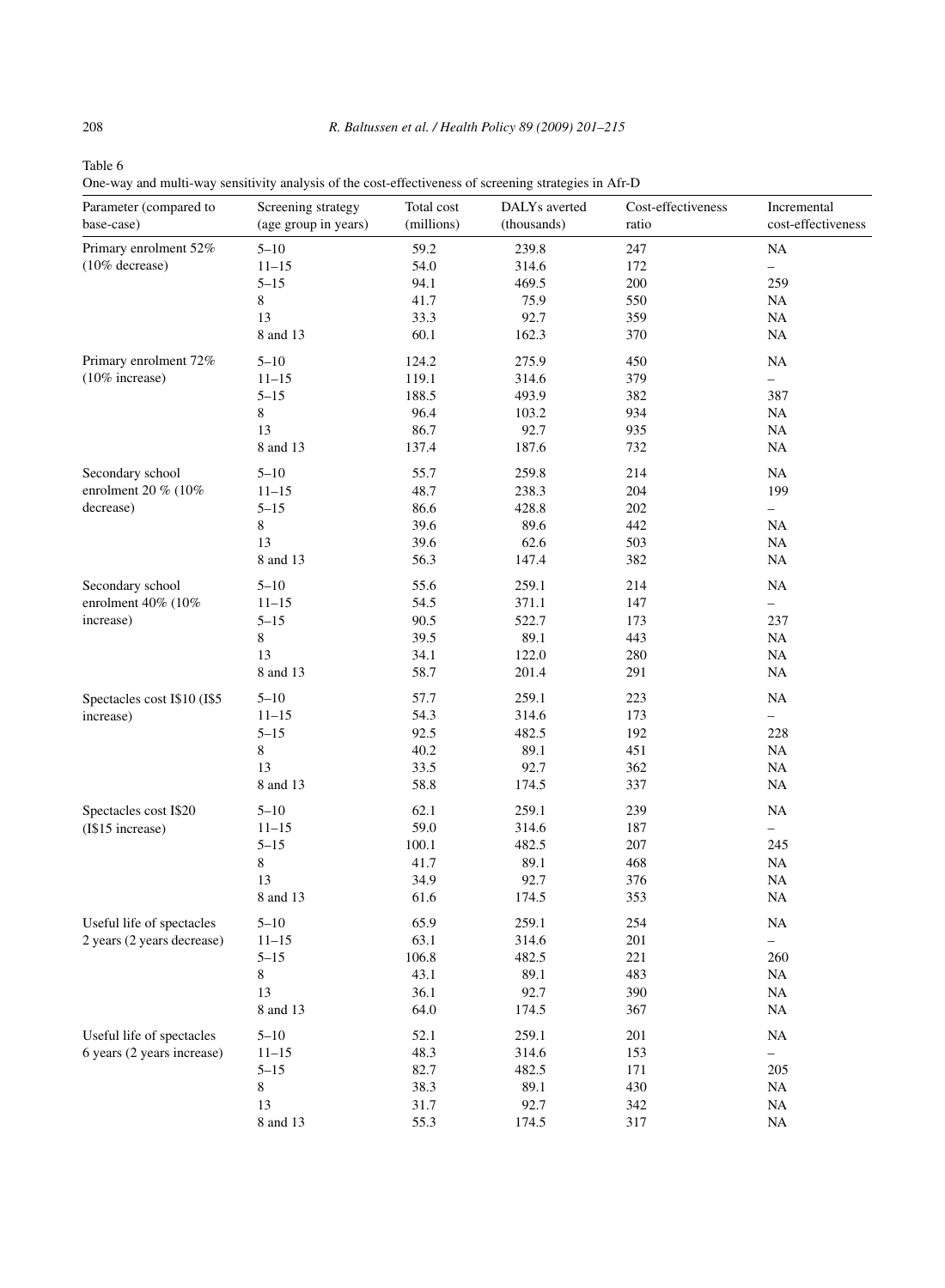Table 6
One-way and multi-way sensitivity analysis of the cost-effectiveness of screening strategies in Afr-D

| Parameter (compared to base-case) | Screening strategy (age group in years) | Total cost (millions) | DALYs averted (thousands) | Cost-effectiveness ratio | Incremental cost-effectiveness |
|---|---|---|---|---|---|
| Primary enrolment 52% (10% decrease) | 5–10 | 59.2 | 239.8 | 247 | NA |
| | 11–15 | 54.0 | 314.6 | 172 | – |
| | 5–15 | 94.1 | 469.5 | 200 | 259 |
| | 8 | 41.7 | 75.9 | 550 | NA |
| | 13 | 33.3 | 92.7 | 359 | NA |
| | 8 and 13 | 60.1 | 162.3 | 370 | NA |
| Primary enrolment 72% (10% increase) | 5–10 | 124.2 | 275.9 | 450 | NA |
| | 11–15 | 119.1 | 314.6 | 379 | – |
| | 5–15 | 188.5 | 493.9 | 382 | 387 |
| | 8 | 96.4 | 103.2 | 934 | NA |
| | 13 | 86.7 | 92.7 | 935 | NA |
| | 8 and 13 | 137.4 | 187.6 | 732 | NA |
| Secondary school enrolment 20 % (10% decrease) | 5–10 | 55.7 | 259.8 | 214 | NA |
| | 11–15 | 48.7 | 238.3 | 204 | 199 |
| | 5–15 | 86.6 | 428.8 | 202 | – |
| | 8 | 39.6 | 89.6 | 442 | NA |
| | 13 | 39.6 | 62.6 | 503 | NA |
| | 8 and 13 | 56.3 | 147.4 | 382 | NA |
| Secondary school enrolment 40% (10% increase) | 5–10 | 55.6 | 259.1 | 214 | NA |
| | 11–15 | 54.5 | 371.1 | 147 | – |
| | 5–15 | 90.5 | 522.7 | 173 | 237 |
| | 8 | 39.5 | 89.1 | 443 | NA |
| | 13 | 34.1 | 122.0 | 280 | NA |
| | 8 and 13 | 58.7 | 201.4 | 291 | NA |
| Spectacles cost I$10 (I$5 increase) | 5–10 | 57.7 | 259.1 | 223 | NA |
| | 11–15 | 54.3 | 314.6 | 173 | – |
| | 5–15 | 92.5 | 482.5 | 192 | 228 |
| | 8 | 40.2 | 89.1 | 451 | NA |
| | 13 | 33.5 | 92.7 | 362 | NA |
| | 8 and 13 | 58.8 | 174.5 | 337 | NA |
| Spectacles cost I$20 (I$15 increase) | 5–10 | 62.1 | 259.1 | 239 | NA |
| | 11–15 | 59.0 | 314.6 | 187 | – |
| | 5–15 | 100.1 | 482.5 | 207 | 245 |
| | 8 | 41.7 | 89.1 | 468 | NA |
| | 13 | 34.9 | 92.7 | 376 | NA |
| | 8 and 13 | 61.6 | 174.5 | 353 | NA |
| Useful life of spectacles 2 years (2 years decrease) | 5–10 | 65.9 | 259.1 | 254 | NA |
| | 11–15 | 63.1 | 314.6 | 201 | – |
| | 5–15 | 106.8 | 482.5 | 221 | 260 |
| | 8 | 43.1 | 89.1 | 483 | NA |
| | 13 | 36.1 | 92.7 | 390 | NA |
| | 8 and 13 | 64.0 | 174.5 | 367 | NA |
| Useful life of spectacles 6 years (2 years increase) | 5–10 | 52.1 | 259.1 | 201 | NA |
| | 11–15 | 48.3 | 314.6 | 153 | – |
| | 5–15 | 82.7 | 482.5 | 171 | 205 |
| | 8 | 38.3 | 89.1 | 430 | NA |
| | 13 | 31.7 | 92.7 | 342 | NA |
| | 8 and 13 | 55.3 | 174.5 | 317 | NA |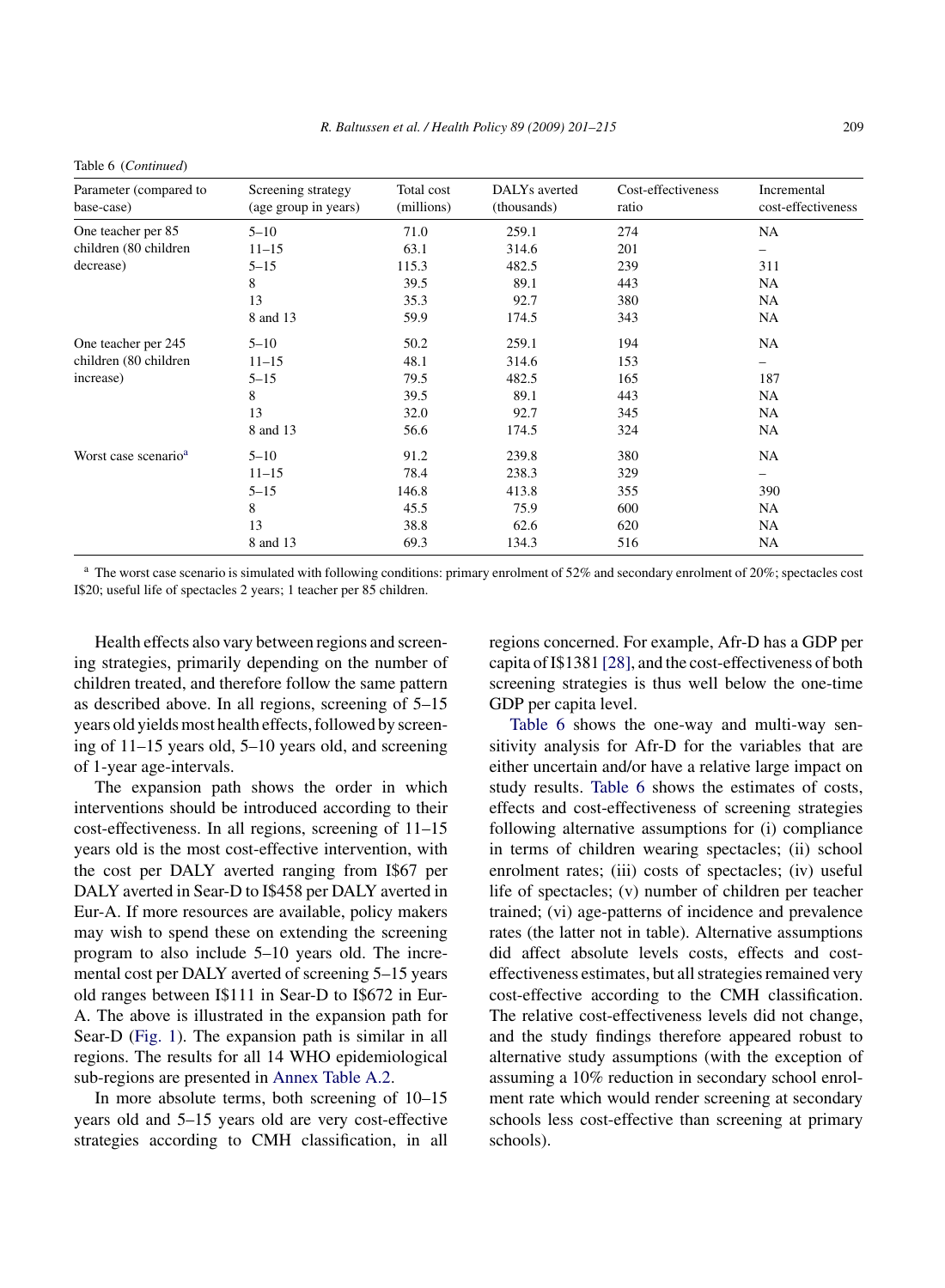Table 6 (*Continued*)

| Parameter (compared to base-case) | Screening strategy (age group in years) | Total cost (millions) | DALYs averted (thousands) | Cost-effectiveness ratio | Incremental cost-effectiveness |
|---|---|---|---|---|---|
| One teacher per 85 children (80 children decrease) | 5–10 | 71.0 | 259.1 | 274 | NA |
| | 11–15 | 63.1 | 314.6 | 201 | – |
| | 5–15 | 115.3 | 482.5 | 239 | 311 |
| | 8 | 39.5 | 89.1 | 443 | NA |
| | 13 | 35.3 | 92.7 | 380 | NA |
| | 8 and 13 | 59.9 | 174.5 | 343 | NA |
| One teacher per 245 children (80 children increase) | 5–10 | 50.2 | 259.1 | 194 | NA |
| | 11–15 | 48.1 | 314.6 | 153 | – |
| | 5–15 | 79.5 | 482.5 | 165 | 187 |
| | 8 | 39.5 | 89.1 | 443 | NA |
| | 13 | 32.0 | 92.7 | 345 | NA |
| | 8 and 13 | 56.6 | 174.5 | 324 | NA |
| Worst case scenario[a] | 5–10 | 91.2 | 239.8 | 380 | NA |
| | 11–15 | 78.4 | 238.3 | 329 | – |
| | 5–15 | 146.8 | 413.8 | 355 | 390 |
| | 8 | 45.5 | 75.9 | 600 | NA |
| | 13 | 38.8 | 62.6 | 620 | NA |
| | 8 and 13 | 69.3 | 134.3 | 516 | NA |

[a] The worst case scenario is simulated with following conditions: primary enrolment of 52% and secondary enrolment of 20%; spectacles cost I$20; useful life of spectacles 2 years; 1 teacher per 85 children.

Health effects also vary between regions and screening strategies, primarily depending on the number of children treated, and therefore follow the same pattern as described above. In all regions, screening of 5–15 years old yields most health effects, followed by screening of 11–15 years old, 5–10 years old, and screening of 1-year age-intervals.

The expansion path shows the order in which interventions should be introduced according to their cost-effectiveness. In all regions, screening of 11–15 years old is the most cost-effective intervention, with the cost per DALY averted ranging from I$67 per DALY averted in Sear-D to I$458 per DALY averted in Eur-A. If more resources are available, policy makers may wish to spend these on extending the screening program to also include 5–10 years old. The incremental cost per DALY averted of screening 5–15 years old ranges between I$111 in Sear-D to I$672 in Eur-A. The above is illustrated in the expansion path for Sear-D (Fig. 1). The expansion path is similar in all regions. The results for all 14 WHO epidemiological sub-regions are presented in Annex Table A.2.

In more absolute terms, both screening of 10–15 years old and 5–15 years old are very cost-effective strategies according to CMH classification, in all regions concerned. For example, Afr-D has a GDP per capita of I$1381 [28], and the cost-effectiveness of both screening strategies is thus well below the one-time GDP per capita level.

Table 6 shows the one-way and multi-way sensitivity analysis for Afr-D for the variables that are either uncertain and/or have a relative large impact on study results. Table 6 shows the estimates of costs, effects and cost-effectiveness of screening strategies following alternative assumptions for (i) compliance in terms of children wearing spectacles; (ii) school enrolment rates; (iii) costs of spectacles; (iv) useful life of spectacles; (v) number of children per teacher trained; (vi) age-patterns of incidence and prevalence rates (the latter not in table). Alternative assumptions did affect absolute levels costs, effects and cost-effectiveness estimates, but all strategies remained very cost-effective according to the CMH classification. The relative cost-effectiveness levels did not change, and the study findings therefore appeared robust to alternative study assumptions (with the exception of assuming a 10% reduction in secondary school enrolment rate which would render screening at secondary schools less cost-effective than screening at primary schools).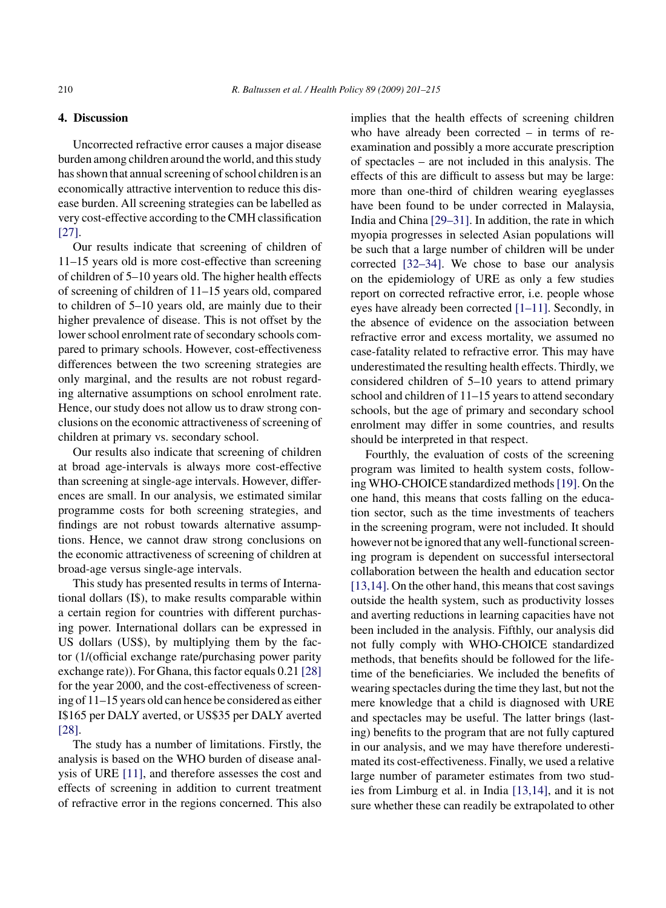## 4. Discussion

Uncorrected refractive error causes a major disease burden among children around the world, and this study has shown that annual screening of school children is an economically attractive intervention to reduce this disease burden. All screening strategies can be labelled as very cost-effective according to the CMH classification [27].

Our results indicate that screening of children of 11–15 years old is more cost-effective than screening of children of 5–10 years old. The higher health effects of screening of children of 11–15 years old, compared to children of 5–10 years old, are mainly due to their higher prevalence of disease. This is not offset by the lower school enrolment rate of secondary schools compared to primary schools. However, cost-effectiveness differences between the two screening strategies are only marginal, and the results are not robust regarding alternative assumptions on school enrolment rate. Hence, our study does not allow us to draw strong conclusions on the economic attractiveness of screening of children at primary vs. secondary school.

Our results also indicate that screening of children at broad age-intervals is always more cost-effective than screening at single-age intervals. However, differences are small. In our analysis, we estimated similar programme costs for both screening strategies, and findings are not robust towards alternative assumptions. Hence, we cannot draw strong conclusions on the economic attractiveness of screening of children at broad-age versus single-age intervals.

This study has presented results in terms of International dollars (I$), to make results comparable within a certain region for countries with different purchasing power. International dollars can be expressed in US dollars (US$), by multiplying them by the factor (1/(official exchange rate/purchasing power parity exchange rate)). For Ghana, this factor equals 0.21 [28] for the year 2000, and the cost-effectiveness of screening of 11–15 years old can hence be considered as either I$165 per DALY averted, or US$35 per DALY averted [28].

The study has a number of limitations. Firstly, the analysis is based on the WHO burden of disease analysis of URE [11], and therefore assesses the cost and effects of screening in addition to current treatment of refractive error in the regions concerned. This also implies that the health effects of screening children who have already been corrected – in terms of re-examination and possibly a more accurate prescription of spectacles – are not included in this analysis. The effects of this are difficult to assess but may be large: more than one-third of children wearing eyeglasses have been found to be under corrected in Malaysia, India and China [29–31]. In addition, the rate in which myopia progresses in selected Asian populations will be such that a large number of children will be under corrected [32–34]. We chose to base our analysis on the epidemiology of URE as only a few studies report on corrected refractive error, i.e. people whose eyes have already been corrected [1–11]. Secondly, in the absence of evidence on the association between refractive error and excess mortality, we assumed no case-fatality related to refractive error. This may have underestimated the resulting health effects. Thirdly, we considered children of 5–10 years to attend primary school and children of 11–15 years to attend secondary schools, but the age of primary and secondary school enrolment may differ in some countries, and results should be interpreted in that respect.

Fourthly, the evaluation of costs of the screening program was limited to health system costs, following WHO-CHOICE standardized methods [19]. On the one hand, this means that costs falling on the education sector, such as the time investments of teachers in the screening program, were not included. It should however not be ignored that any well-functional screening program is dependent on successful intersectoral collaboration between the health and education sector [13,14]. On the other hand, this means that cost savings outside the health system, such as productivity losses and averting reductions in learning capacities have not been included in the analysis. Fifthly, our analysis did not fully comply with WHO-CHOICE standardized methods, that benefits should be followed for the lifetime of the beneficiaries. We included the benefits of wearing spectacles during the time they last, but not the mere knowledge that a child is diagnosed with URE and spectacles may be useful. The latter brings (lasting) benefits to the program that are not fully captured in our analysis, and we may have therefore underestimated its cost-effectiveness. Finally, we used a relative large number of parameter estimates from two studies from Limburg et al. in India [13,14], and it is not sure whether these can readily be extrapolated to other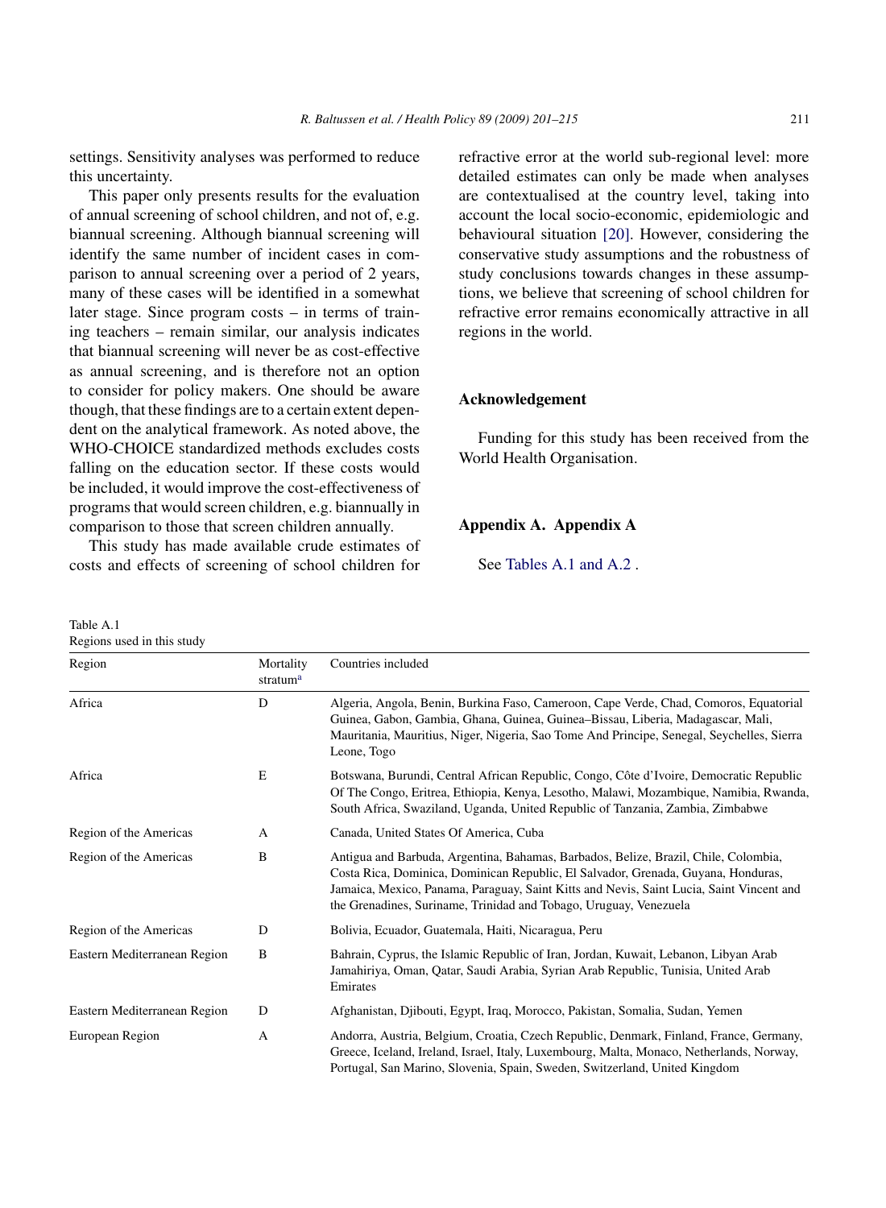settings. Sensitivity analyses was performed to reduce this uncertainty.

This paper only presents results for the evaluation of annual screening of school children, and not of, e.g. biannual screening. Although biannual screening will identify the same number of incident cases in comparison to annual screening over a period of 2 years, many of these cases will be identified in a somewhat later stage. Since program costs – in terms of training teachers – remain similar, our analysis indicates that biannual screening will never be as cost-effective as annual screening, and is therefore not an option to consider for policy makers. One should be aware though, that these findings are to a certain extent dependent on the analytical framework. As noted above, the WHO-CHOICE standardized methods excludes costs falling on the education sector. If these costs would be included, it would improve the cost-effectiveness of programs that would screen children, e.g. biannually in comparison to those that screen children annually.

This study has made available crude estimates of costs and effects of screening of school children for refractive error at the world sub-regional level: more detailed estimates can only be made when analyses are contextualised at the country level, taking into account the local socio-economic, epidemiologic and behavioural situation [20]. However, considering the conservative study assumptions and the robustness of study conclusions towards changes in these assumptions, we believe that screening of school children for refractive error remains economically attractive in all regions in the world.

## Acknowledgement

Funding for this study has been received from the World Health Organisation.

## Appendix A. Appendix A

See Tables A.1 and A.2 .

Table A.1
Regions used in this study

| Region | Mortality stratum[a] | Countries included |
|---|---|---|
| Africa | D | Algeria, Angola, Benin, Burkina Faso, Cameroon, Cape Verde, Chad, Comoros, Equatorial Guinea, Gabon, Gambia, Ghana, Guinea, Guinea–Bissau, Liberia, Madagascar, Mali, Mauritania, Mauritius, Niger, Nigeria, Sao Tome And Principe, Senegal, Seychelles, Sierra Leone, Togo |
| Africa | E | Botswana, Burundi, Central African Republic, Congo, Côte d'Ivoire, Democratic Republic Of The Congo, Eritrea, Ethiopia, Kenya, Lesotho, Malawi, Mozambique, Namibia, Rwanda, South Africa, Swaziland, Uganda, United Republic of Tanzania, Zambia, Zimbabwe |
| Region of the Americas | A | Canada, United States Of America, Cuba |
| Region of the Americas | B | Antigua and Barbuda, Argentina, Bahamas, Barbados, Belize, Brazil, Chile, Colombia, Costa Rica, Dominica, Dominican Republic, El Salvador, Grenada, Guyana, Honduras, Jamaica, Mexico, Panama, Paraguay, Saint Kitts and Nevis, Saint Lucia, Saint Vincent and the Grenadines, Suriname, Trinidad and Tobago, Uruguay, Venezuela |
| Region of the Americas | D | Bolivia, Ecuador, Guatemala, Haiti, Nicaragua, Peru |
| Eastern Mediterranean Region | B | Bahrain, Cyprus, the Islamic Republic of Iran, Jordan, Kuwait, Lebanon, Libyan Arab Jamahiriya, Oman, Qatar, Saudi Arabia, Syrian Arab Republic, Tunisia, United Arab Emirates |
| Eastern Mediterranean Region | D | Afghanistan, Djibouti, Egypt, Iraq, Morocco, Pakistan, Somalia, Sudan, Yemen |
| European Region | A | Andorra, Austria, Belgium, Croatia, Czech Republic, Denmark, Finland, France, Germany, Greece, Iceland, Ireland, Israel, Italy, Luxembourg, Malta, Monaco, Netherlands, Norway, Portugal, San Marino, Slovenia, Spain, Sweden, Switzerland, United Kingdom |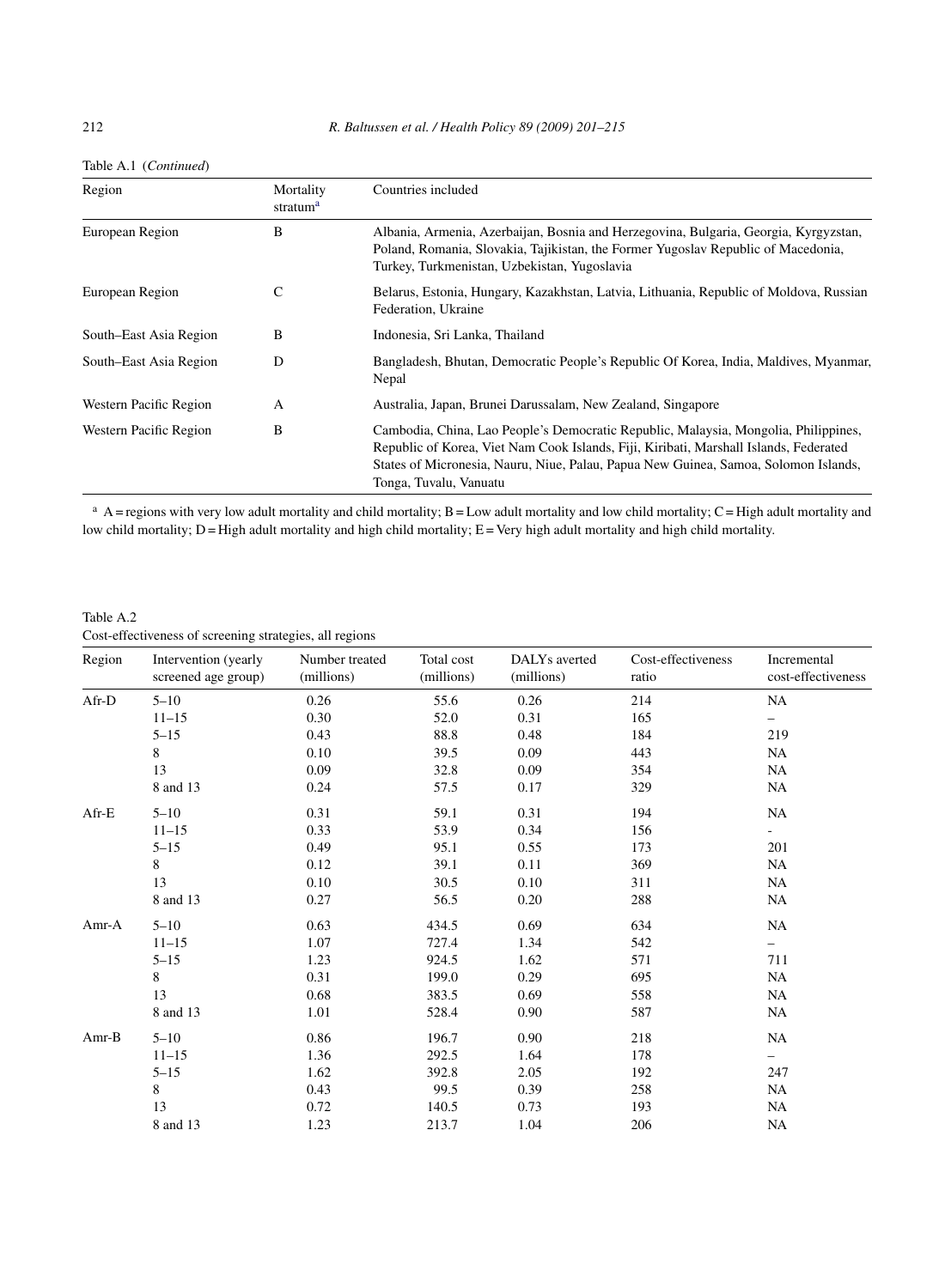Table A.1 (*Continued*)

| Region | Mortality stratum[a] | Countries included |
|---|---|---|
| European Region | B | Albania, Armenia, Azerbaijan, Bosnia and Herzegovina, Bulgaria, Georgia, Kyrgyzstan, Poland, Romania, Slovakia, Tajikistan, the Former Yugoslav Republic of Macedonia, Turkey, Turkmenistan, Uzbekistan, Yugoslavia |
| European Region | C | Belarus, Estonia, Hungary, Kazakhstan, Latvia, Lithuania, Republic of Moldova, Russian Federation, Ukraine |
| South–East Asia Region | B | Indonesia, Sri Lanka, Thailand |
| South–East Asia Region | D | Bangladesh, Bhutan, Democratic People's Republic Of Korea, India, Maldives, Myanmar, Nepal |
| Western Pacific Region | A | Australia, Japan, Brunei Darussalam, New Zealand, Singapore |
| Western Pacific Region | B | Cambodia, China, Lao People's Democratic Republic, Malaysia, Mongolia, Philippines, Republic of Korea, Viet Nam Cook Islands, Fiji, Kiribati, Marshall Islands, Federated States of Micronesia, Nauru, Niue, Palau, Papua New Guinea, Samoa, Solomon Islands, Tonga, Tuvalu, Vanuatu |

[a] A = regions with very low adult mortality and child mortality; B = Low adult mortality and low child mortality; C = High adult mortality and low child mortality; D = High adult mortality and high child mortality; E = Very high adult mortality and high child mortality.

Table A.2
Cost-effectiveness of screening strategies, all regions

| Region | Intervention (yearly screened age group) | Number treated (millions) | Total cost (millions) | DALYs averted (millions) | Cost-effectiveness ratio | Incremental cost-effectiveness |
|---|---|---|---|---|---|---|
| Afr-D | 5–10 | 0.26 | 55.6 | 0.26 | 214 | NA |
| | 11–15 | 0.30 | 52.0 | 0.31 | 165 | – |
| | 5–15 | 0.43 | 88.8 | 0.48 | 184 | 219 |
| | 8 | 0.10 | 39.5 | 0.09 | 443 | NA |
| | 13 | 0.09 | 32.8 | 0.09 | 354 | NA |
| | 8 and 13 | 0.24 | 57.5 | 0.17 | 329 | NA |
| Afr-E | 5–10 | 0.31 | 59.1 | 0.31 | 194 | NA |
| | 11–15 | 0.33 | 53.9 | 0.34 | 156 | - |
| | 5–15 | 0.49 | 95.1 | 0.55 | 173 | 201 |
| | 8 | 0.12 | 39.1 | 0.11 | 369 | NA |
| | 13 | 0.10 | 30.5 | 0.10 | 311 | NA |
| | 8 and 13 | 0.27 | 56.5 | 0.20 | 288 | NA |
| Amr-A | 5–10 | 0.63 | 434.5 | 0.69 | 634 | NA |
| | 11–15 | 1.07 | 727.4 | 1.34 | 542 | – |
| | 5–15 | 1.23 | 924.5 | 1.62 | 571 | 711 |
| | 8 | 0.31 | 199.0 | 0.29 | 695 | NA |
| | 13 | 0.68 | 383.5 | 0.69 | 558 | NA |
| | 8 and 13 | 1.01 | 528.4 | 0.90 | 587 | NA |
| Amr-B | 5–10 | 0.86 | 196.7 | 0.90 | 218 | NA |
| | 11–15 | 1.36 | 292.5 | 1.64 | 178 | – |
| | 5–15 | 1.62 | 392.8 | 2.05 | 192 | 247 |
| | 8 | 0.43 | 99.5 | 0.39 | 258 | NA |
| | 13 | 0.72 | 140.5 | 0.73 | 193 | NA |
| | 8 and 13 | 1.23 | 213.7 | 1.04 | 206 | NA |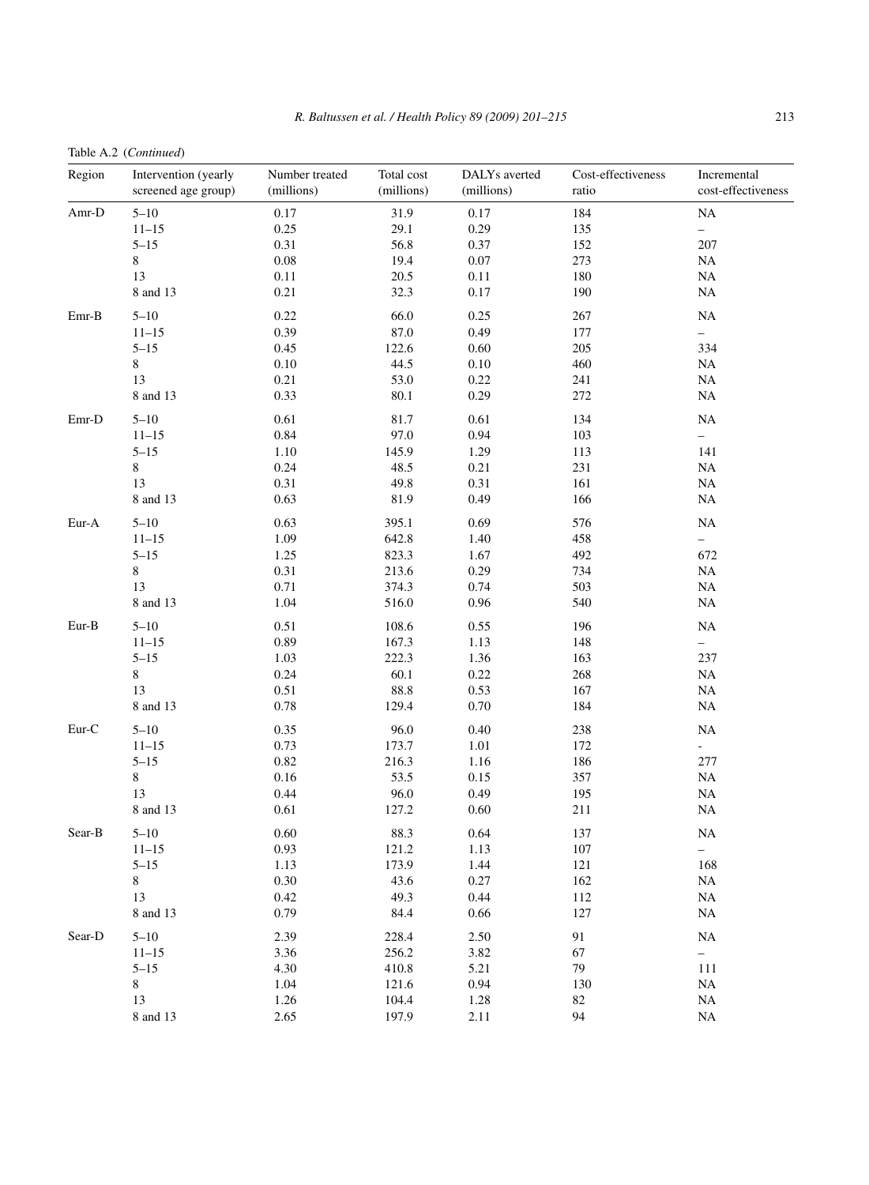Table A.2 (*Continued*)

| Region | Intervention (yearly screened age group) | Number treated (millions) | Total cost (millions) | DALYs averted (millions) | Cost-effectiveness ratio | Incremental cost-effectiveness |
|---|---|---|---|---|---|---|
| Amr-D | 5–10 | 0.17 | 31.9 | 0.17 | 184 | NA |
| | 11–15 | 0.25 | 29.1 | 0.29 | 135 | – |
| | 5–15 | 0.31 | 56.8 | 0.37 | 152 | 207 |
| | 8 | 0.08 | 19.4 | 0.07 | 273 | NA |
| | 13 | 0.11 | 20.5 | 0.11 | 180 | NA |
| | 8 and 13 | 0.21 | 32.3 | 0.17 | 190 | NA |
| Emr-B | 5–10 | 0.22 | 66.0 | 0.25 | 267 | NA |
| | 11–15 | 0.39 | 87.0 | 0.49 | 177 | – |
| | 5–15 | 0.45 | 122.6 | 0.60 | 205 | 334 |
| | 8 | 0.10 | 44.5 | 0.10 | 460 | NA |
| | 13 | 0.21 | 53.0 | 0.22 | 241 | NA |
| | 8 and 13 | 0.33 | 80.1 | 0.29 | 272 | NA |
| Emr-D | 5–10 | 0.61 | 81.7 | 0.61 | 134 | NA |
| | 11–15 | 0.84 | 97.0 | 0.94 | 103 | – |
| | 5–15 | 1.10 | 145.9 | 1.29 | 113 | 141 |
| | 8 | 0.24 | 48.5 | 0.21 | 231 | NA |
| | 13 | 0.31 | 49.8 | 0.31 | 161 | NA |
| | 8 and 13 | 0.63 | 81.9 | 0.49 | 166 | NA |
| Eur-A | 5–10 | 0.63 | 395.1 | 0.69 | 576 | NA |
| | 11–15 | 1.09 | 642.8 | 1.40 | 458 | – |
| | 5–15 | 1.25 | 823.3 | 1.67 | 492 | 672 |
| | 8 | 0.31 | 213.6 | 0.29 | 734 | NA |
| | 13 | 0.71 | 374.3 | 0.74 | 503 | NA |
| | 8 and 13 | 1.04 | 516.0 | 0.96 | 540 | NA |
| Eur-B | 5–10 | 0.51 | 108.6 | 0.55 | 196 | NA |
| | 11–15 | 0.89 | 167.3 | 1.13 | 148 | – |
| | 5–15 | 1.03 | 222.3 | 1.36 | 163 | 237 |
| | 8 | 0.24 | 60.1 | 0.22 | 268 | NA |
| | 13 | 0.51 | 88.8 | 0.53 | 167 | NA |
| | 8 and 13 | 0.78 | 129.4 | 0.70 | 184 | NA |
| Eur-C | 5–10 | 0.35 | 96.0 | 0.40 | 238 | NA |
| | 11–15 | 0.73 | 173.7 | 1.01 | 172 | - |
| | 5–15 | 0.82 | 216.3 | 1.16 | 186 | 277 |
| | 8 | 0.16 | 53.5 | 0.15 | 357 | NA |
| | 13 | 0.44 | 96.0 | 0.49 | 195 | NA |
| | 8 and 13 | 0.61 | 127.2 | 0.60 | 211 | NA |
| Sear-B | 5–10 | 0.60 | 88.3 | 0.64 | 137 | NA |
| | 11–15 | 0.93 | 121.2 | 1.13 | 107 | – |
| | 5–15 | 1.13 | 173.9 | 1.44 | 121 | 168 |
| | 8 | 0.30 | 43.6 | 0.27 | 162 | NA |
| | 13 | 0.42 | 49.3 | 0.44 | 112 | NA |
| | 8 and 13 | 0.79 | 84.4 | 0.66 | 127 | NA |
| Sear-D | 5–10 | 2.39 | 228.4 | 2.50 | 91 | NA |
| | 11–15 | 3.36 | 256.2 | 3.82 | 67 | – |
| | 5–15 | 4.30 | 410.8 | 5.21 | 79 | 111 |
| | 8 | 1.04 | 121.6 | 0.94 | 130 | NA |
| | 13 | 1.26 | 104.4 | 1.28 | 82 | NA |
| | 8 and 13 | 2.65 | 197.9 | 2.11 | 94 | NA |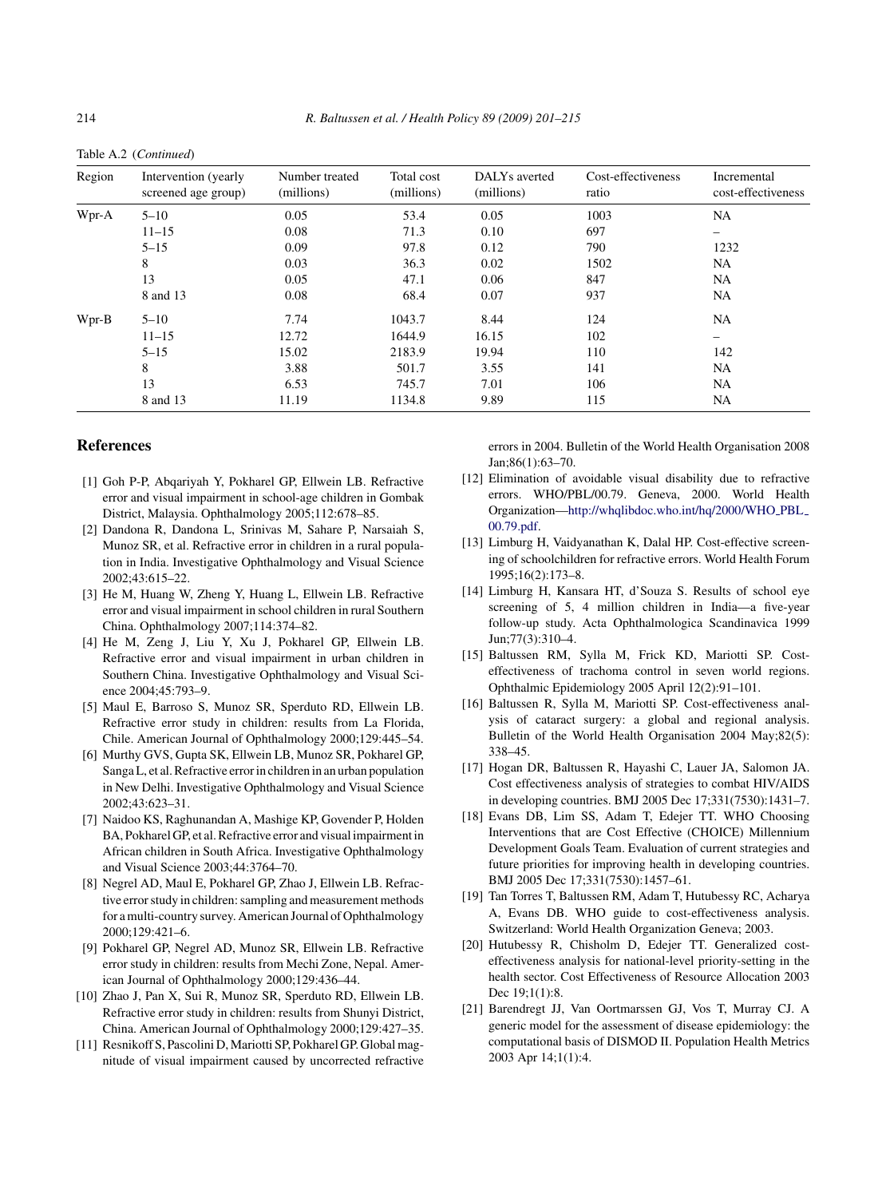Table A.2 (*Continued*)

| Region | Intervention (yearly screened age group) | Number treated (millions) | Total cost (millions) | DALYs averted (millions) | Cost-effectiveness ratio | Incremental cost-effectiveness |
|---|---|---|---|---|---|---|
| Wpr-A | 5–10 | 0.05 | 53.4 | 0.05 | 1003 | NA |
| | 11–15 | 0.08 | 71.3 | 0.10 | 697 | – |
| | 5–15 | 0.09 | 97.8 | 0.12 | 790 | 1232 |
| | 8 | 0.03 | 36.3 | 0.02 | 1502 | NA |
| | 13 | 0.05 | 47.1 | 0.06 | 847 | NA |
| | 8 and 13 | 0.08 | 68.4 | 0.07 | 937 | NA |
| Wpr-B | 5–10 | 7.74 | 1043.7 | 8.44 | 124 | NA |
| | 11–15 | 12.72 | 1644.9 | 16.15 | 102 | – |
| | 5–15 | 15.02 | 2183.9 | 19.94 | 110 | 142 |
| | 8 | 3.88 | 501.7 | 3.55 | 141 | NA |
| | 13 | 6.53 | 745.7 | 7.01 | 106 | NA |
| | 8 and 13 | 11.19 | 1134.8 | 9.89 | 115 | NA |

## References

[1] Goh P-P, Abqariyah Y, Pokharel GP, Ellwein LB. Refractive error and visual impairment in school-age children in Gombak District, Malaysia. Ophthalmology 2005;112:678–85.

[2] Dandona R, Dandona L, Srinivas M, Sahare P, Narsaiah S, Munoz SR, et al. Refractive error in children in a rural population in India. Investigative Ophthalmology and Visual Science 2002;43:615–22.

[3] He M, Huang W, Zheng Y, Huang L, Ellwein LB. Refractive error and visual impairment in school children in rural Southern China. Ophthalmology 2007;114:374–82.

[4] He M, Zeng J, Liu Y, Xu J, Pokharel GP, Ellwein LB. Refractive error and visual impairment in urban children in Southern China. Investigative Ophthalmology and Visual Science 2004;45:793–9.

[5] Maul E, Barroso S, Munoz SR, Sperduto RD, Ellwein LB. Refractive error study in children: results from La Florida, Chile. American Journal of Ophthalmology 2000;129:445–54.

[6] Murthy GVS, Gupta SK, Ellwein LB, Munoz SR, Pokharel GP, Sanga L, et al. Refractive error in children in an urban population in New Delhi. Investigative Ophthalmology and Visual Science 2002;43:623–31.

[7] Naidoo KS, Raghunandan A, Mashige KP, Govender P, Holden BA, Pokharel GP, et al. Refractive error and visual impairment in African children in South Africa. Investigative Ophthalmology and Visual Science 2003;44:3764–70.

[8] Negrel AD, Maul E, Pokharel GP, Zhao J, Ellwein LB. Refractive error study in children: sampling and measurement methods for a multi-country survey. American Journal of Ophthalmology 2000;129:421–6.

[9] Pokharel GP, Negrel AD, Munoz SR, Ellwein LB. Refractive error study in children: results from Mechi Zone, Nepal. American Journal of Ophthalmology 2000;129:436–44.

[10] Zhao J, Pan X, Sui R, Munoz SR, Sperduto RD, Ellwein LB. Refractive error study in children: results from Shunyi District, China. American Journal of Ophthalmology 2000;129:427–35.

[11] Resnikoff S, Pascolini D, Mariotti SP, Pokharel GP. Global magnitude of visual impairment caused by uncorrected refractive errors in 2004. Bulletin of the World Health Organisation 2008 Jan;86(1):63–70.

[12] Elimination of avoidable visual disability due to refractive errors. WHO/PBL/00.79. Geneva, 2000. World Health Organization—http://whqlibdoc.who.int/hq/2000/WHO_PBL_00.79.pdf.

[13] Limburg H, Vaidyanathan K, Dalal HP. Cost-effective screening of schoolchildren for refractive errors. World Health Forum 1995;16(2):173–8.

[14] Limburg H, Kansara HT, d'Souza S. Results of school eye screening of 5, 4 million children in India—a five-year follow-up study. Acta Ophthalmologica Scandinavica 1999 Jun;77(3):310–4.

[15] Baltussen RM, Sylla M, Frick KD, Mariotti SP. Cost-effectiveness of trachoma control in seven world regions. Ophthalmic Epidemiology 2005 April 12(2):91–101.

[16] Baltussen R, Sylla M, Mariotti SP. Cost-effectiveness analysis of cataract surgery: a global and regional analysis. Bulletin of the World Health Organisation 2004 May;82(5): 338–45.

[17] Hogan DR, Baltussen R, Hayashi C, Lauer JA, Salomon JA. Cost effectiveness analysis of strategies to combat HIV/AIDS in developing countries. BMJ 2005 Dec 17;331(7530):1431–7.

[18] Evans DB, Lim SS, Adam T, Edejer TT. WHO Choosing Interventions that are Cost Effective (CHOICE) Millennium Development Goals Team. Evaluation of current strategies and future priorities for improving health in developing countries. BMJ 2005 Dec 17;331(7530):1457–61.

[19] Tan Torres T, Baltussen RM, Adam T, Hutubessy RC, Acharya A, Evans DB. WHO guide to cost-effectiveness analysis. Switzerland: World Health Organization Geneva; 2003.

[20] Hutubessy R, Chisholm D, Edejer TT. Generalized cost-effectiveness analysis for national-level priority-setting in the health sector. Cost Effectiveness of Resource Allocation 2003 Dec 19;1(1):8.

[21] Barendregt JJ, Van Oortmarssen GJ, Vos T, Murray CJ. A generic model for the assessment of disease epidemiology: the computational basis of DISMOD II. Population Health Metrics 2003 Apr 14;1(1):4.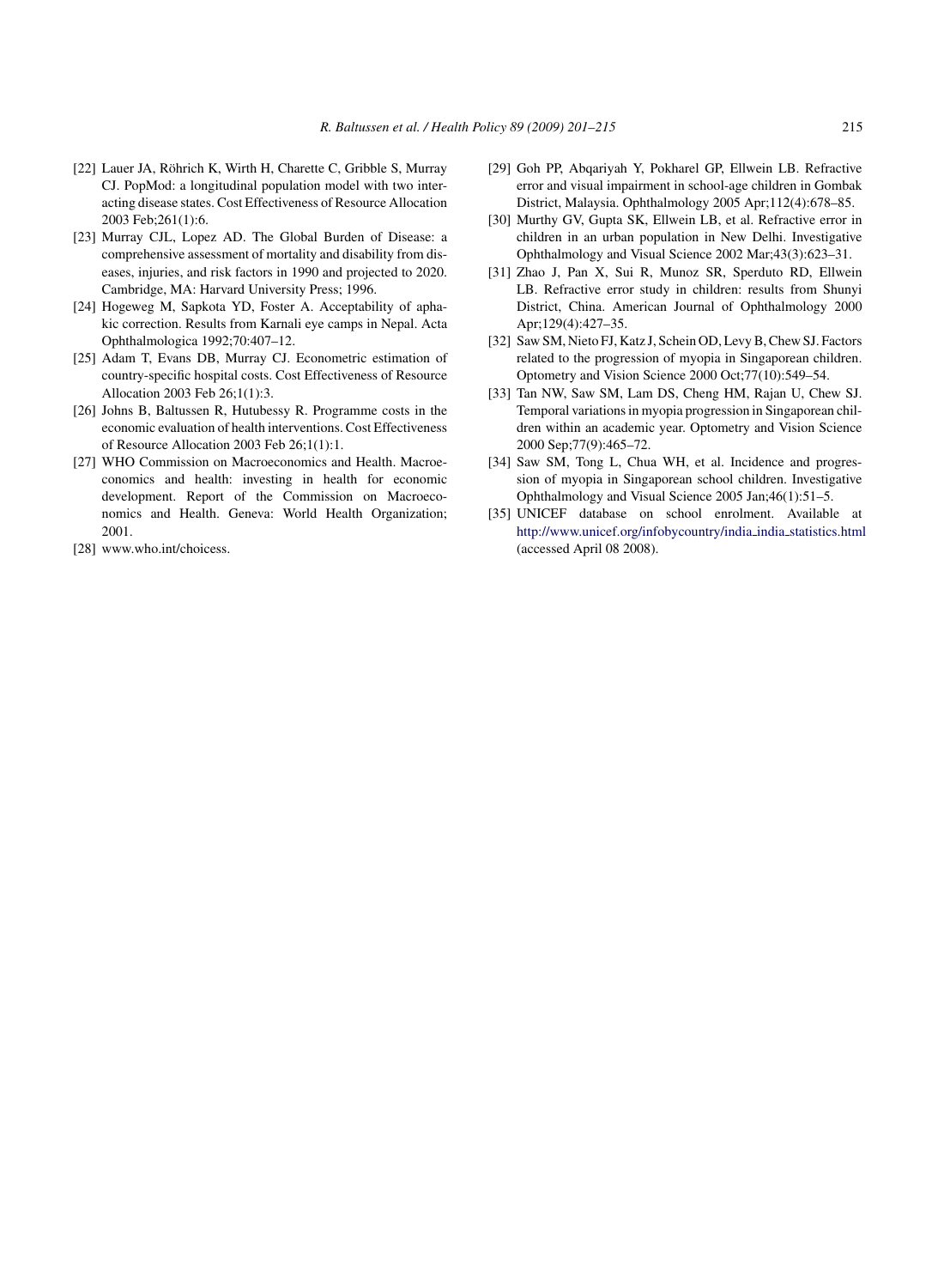[22] Lauer JA, Röhrich K, Wirth H, Charette C, Gribble S, Murray CJ. PopMod: a longitudinal population model with two interacting disease states. Cost Effectiveness of Resource Allocation 2003 Feb;261(1):6.

[23] Murray CJL, Lopez AD. The Global Burden of Disease: a comprehensive assessment of mortality and disability from diseases, injuries, and risk factors in 1990 and projected to 2020. Cambridge, MA: Harvard University Press; 1996.

[24] Hogeweg M, Sapkota YD, Foster A. Acceptability of aphakic correction. Results from Karnali eye camps in Nepal. Acta Ophthalmologica 1992;70:407–12.

[25] Adam T, Evans DB, Murray CJ. Econometric estimation of country-specific hospital costs. Cost Effectiveness of Resource Allocation 2003 Feb 26;1(1):3.

[26] Johns B, Baltussen R, Hutubessy R. Programme costs in the economic evaluation of health interventions. Cost Effectiveness of Resource Allocation 2003 Feb 26;1(1):1.

[27] WHO Commission on Macroeconomics and Health. Macroeconomics and health: investing in health for economic development. Report of the Commission on Macroeconomics and Health. Geneva: World Health Organization; 2001.

[28] www.who.int/choicess.

[29] Goh PP, Abqariyah Y, Pokharel GP, Ellwein LB. Refractive error and visual impairment in school-age children in Gombak District, Malaysia. Ophthalmology 2005 Apr;112(4):678–85.

[30] Murthy GV, Gupta SK, Ellwein LB, et al. Refractive error in children in an urban population in New Delhi. Investigative Ophthalmology and Visual Science 2002 Mar;43(3):623–31.

[31] Zhao J, Pan X, Sui R, Munoz SR, Sperduto RD, Ellwein LB. Refractive error study in children: results from Shunyi District, China. American Journal of Ophthalmology 2000 Apr;129(4):427–35.

[32] Saw SM, Nieto FJ, Katz J, Schein OD, Levy B, Chew SJ. Factors related to the progression of myopia in Singaporean children. Optometry and Vision Science 2000 Oct;77(10):549–54.

[33] Tan NW, Saw SM, Lam DS, Cheng HM, Rajan U, Chew SJ. Temporal variations in myopia progression in Singaporean children within an academic year. Optometry and Vision Science 2000 Sep;77(9):465–72.

[34] Saw SM, Tong L, Chua WH, et al. Incidence and progression of myopia in Singaporean school children. Investigative Ophthalmology and Visual Science 2005 Jan;46(1):51–5.

[35] UNICEF database on school enrolment. Available at http://www.unicef.org/infobycountry/india_india_statistics.html (accessed April 08 2008).